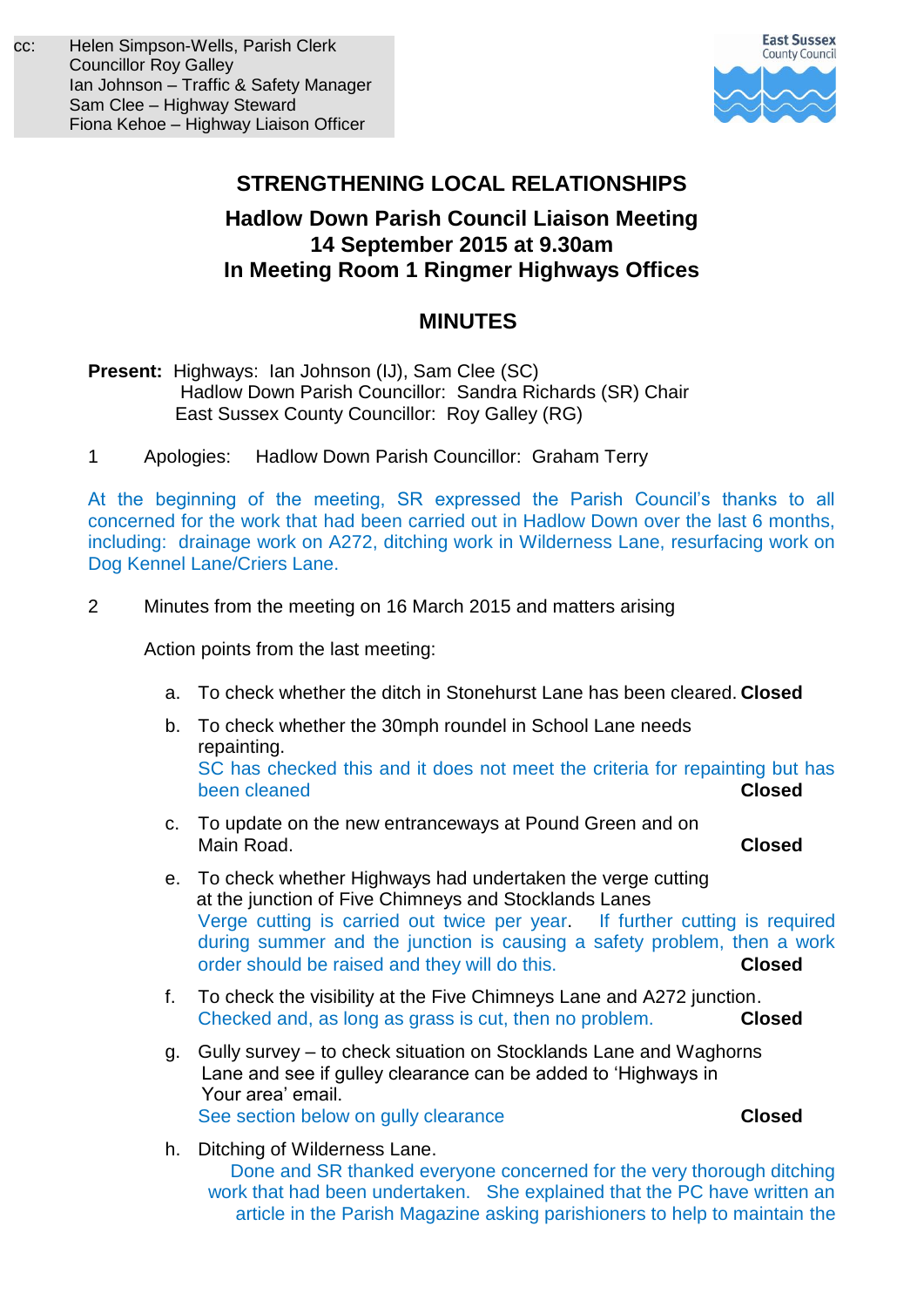cc: Helen Simpson-Wells, Parish Clerk
Councillor Roy Galley
Ian Johnson – Traffic & Safety Manager
Sam Clee – Highway Steward
Fiona Kehoe – Highway Liaison Officer

East Sussex County Council

## STRENGTHENING LOCAL RELATIONSHIPS

### Hadlow Down Parish Council Liaison Meeting
### 14 September 2015 at 9.30am
### In Meeting Room 1 Ringmer Highways Offices

## MINUTES

**Present:** Highways: Ian Johnson (IJ), Sam Clee (SC)
Hadlow Down Parish Councillor: Sandra Richards (SR) Chair
East Sussex County Councillor: Roy Galley (RG)

1 Apologies: Hadlow Down Parish Councillor: Graham Terry

At the beginning of the meeting, SR expressed the Parish Council's thanks to all concerned for the work that had been carried out in Hadlow Down over the last 6 months, including: drainage work on A272, ditching work in Wilderness Lane, resurfacing work on Dog Kennel Lane/Criers Lane.

2 Minutes from the meeting on 16 March 2015 and matters arising

Action points from the last meeting:

a. To check whether the ditch in Stonehurst Lane has been cleared. **Closed**

b. To check whether the 30mph roundel in School Lane needs repainting.
SC has checked this and it does not meet the criteria for repainting but has been cleaned **Closed**

c. To update on the new entranceways at Pound Green and on Main Road. **Closed**

e. To check whether Highways had undertaken the verge cutting at the junction of Five Chimneys and Stocklands Lanes
Verge cutting is carried out twice per year. If further cutting is required during summer and the junction is causing a safety problem, then a work order should be raised and they will do this. **Closed**

f. To check the visibility at the Five Chimneys Lane and A272 junction.
Checked and, as long as grass is cut, then no problem. **Closed**

g. Gully survey – to check situation on Stocklands Lane and Waghorns Lane and see if gulley clearance can be added to 'Highways in Your area' email.
See section below on gully clearance **Closed**

h. Ditching of Wilderness Lane.
Done and SR thanked everyone concerned for the very thorough ditching work that had been undertaken. She explained that the PC have written an article in the Parish Magazine asking parishioners to help to maintain the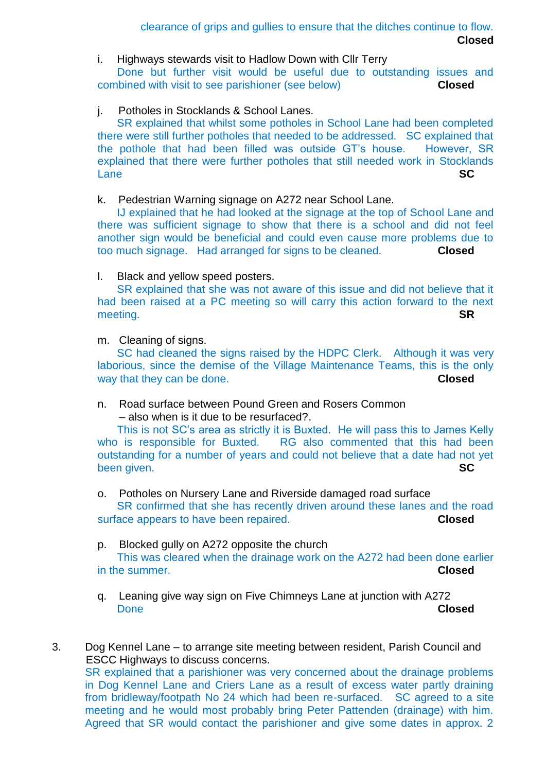clearance of grips and gullies to ensure that the ditches continue to flow. **Closed**

i. Highways stewards visit to Hadlow Down with Cllr Terry

Done but further visit would be useful due to outstanding issues and combined with visit to see parishioner (see below) **Closed**

j. Potholes in Stocklands & School Lanes.

SR explained that whilst some potholes in School Lane had been completed there were still further potholes that needed to be addressed. SC explained that the pothole that had been filled was outside GT's house. However, SR explained that there were further potholes that still needed work in Stocklands Lane **SC**

k. Pedestrian Warning signage on A272 near School Lane.

IJ explained that he had looked at the signage at the top of School Lane and there was sufficient signage to show that there is a school and did not feel another sign would be beneficial and could even cause more problems due to too much signage. Had arranged for signs to be cleaned. **Closed**

l. Black and yellow speed posters.

SR explained that she was not aware of this issue and did not believe that it had been raised at a PC meeting so will carry this action forward to the next meeting. **SR**

m. Cleaning of signs.

SC had cleaned the signs raised by the HDPC Clerk. Although it was very laborious, since the demise of the Village Maintenance Teams, this is the only way that they can be done. **Closed**

n. Road surface between Pound Green and Rosers Common – also when is it due to be resurfaced?.

This is not SC's area as strictly it is Buxted. He will pass this to James Kelly who is responsible for Buxted. RG also commented that this had been outstanding for a number of years and could not believe that a date had not yet been given. **SC**

o. Potholes on Nursery Lane and Riverside damaged road surface

SR confirmed that she has recently driven around these lanes and the road surface appears to have been repaired. **Closed**

p. Blocked gully on A272 opposite the church

This was cleared when the drainage work on the A272 had been done earlier in the summer. **Closed**

q. Leaning give way sign on Five Chimneys Lane at junction with A272

Done **Closed**

3. Dog Kennel Lane – to arrange site meeting between resident, Parish Council and ESCC Highways to discuss concerns.

SR explained that a parishioner was very concerned about the drainage problems in Dog Kennel Lane and Criers Lane as a result of excess water partly draining from bridleway/footpath No 24 which had been re-surfaced. SC agreed to a site meeting and he would most probably bring Peter Pattenden (drainage) with him. Agreed that SR would contact the parishioner and give some dates in approx. 2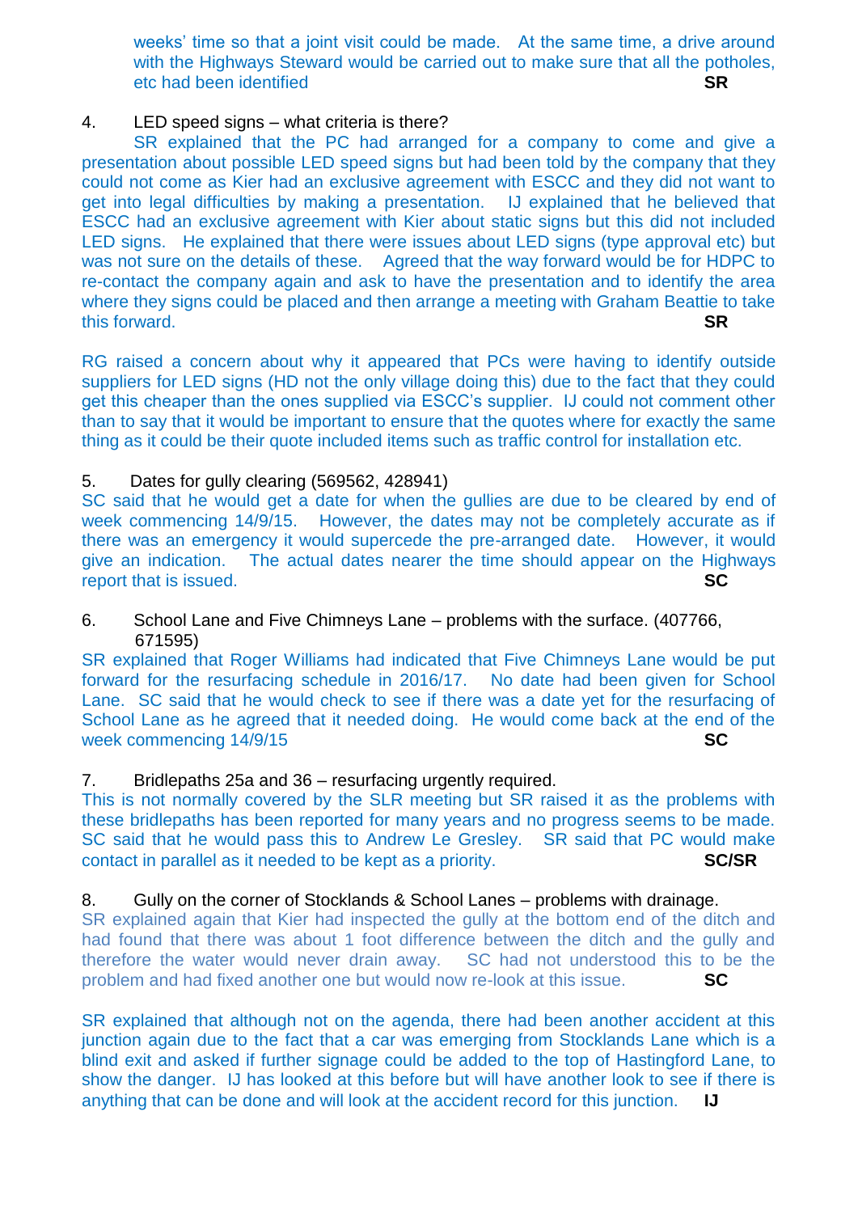weeks' time so that a joint visit could be made. At the same time, a drive around with the Highways Steward would be carried out to make sure that all the potholes, etc had been identified **SR**

4. LED speed signs – what criteria is there?

SR explained that the PC had arranged for a company to come and give a presentation about possible LED speed signs but had been told by the company that they could not come as Kier had an exclusive agreement with ESCC and they did not want to get into legal difficulties by making a presentation. IJ explained that he believed that ESCC had an exclusive agreement with Kier about static signs but this did not included LED signs. He explained that there were issues about LED signs (type approval etc) but was not sure on the details of these. Agreed that the way forward would be for HDPC to re-contact the company again and ask to have the presentation and to identify the area where they signs could be placed and then arrange a meeting with Graham Beattie to take this forward. **SR**

RG raised a concern about why it appeared that PCs were having to identify outside suppliers for LED signs (HD not the only village doing this) due to the fact that they could get this cheaper than the ones supplied via ESCC's supplier. IJ could not comment other than to say that it would be important to ensure that the quotes where for exactly the same thing as it could be their quote included items such as traffic control for installation etc.

5. Dates for gully clearing (569562, 428941)

SC said that he would get a date for when the gullies are due to be cleared by end of week commencing 14/9/15. However, the dates may not be completely accurate as if there was an emergency it would supercede the pre-arranged date. However, it would give an indication. The actual dates nearer the time should appear on the Highways report that is issued. **SC**

6. School Lane and Five Chimneys Lane – problems with the surface. (407766, 671595)

SR explained that Roger Williams had indicated that Five Chimneys Lane would be put forward for the resurfacing schedule in 2016/17. No date had been given for School Lane. SC said that he would check to see if there was a date yet for the resurfacing of School Lane as he agreed that it needed doing. He would come back at the end of the week commencing 14/9/15 **SC**

7. Bridlepaths 25a and 36 – resurfacing urgently required.

This is not normally covered by the SLR meeting but SR raised it as the problems with these bridlepaths has been reported for many years and no progress seems to be made. SC said that he would pass this to Andrew Le Gresley. SR said that PC would make contact in parallel as it needed to be kept as a priority. **SC/SR**

8. Gully on the corner of Stocklands & School Lanes – problems with drainage.

SR explained again that Kier had inspected the gully at the bottom end of the ditch and had found that there was about 1 foot difference between the ditch and the gully and therefore the water would never drain away. SC had not understood this to be the problem and had fixed another one but would now re-look at this issue. **SC**

SR explained that although not on the agenda, there had been another accident at this junction again due to the fact that a car was emerging from Stocklands Lane which is a blind exit and asked if further signage could be added to the top of Hastingford Lane, to show the danger. IJ has looked at this before but will have another look to see if there is anything that can be done and will look at the accident record for this junction. **IJ**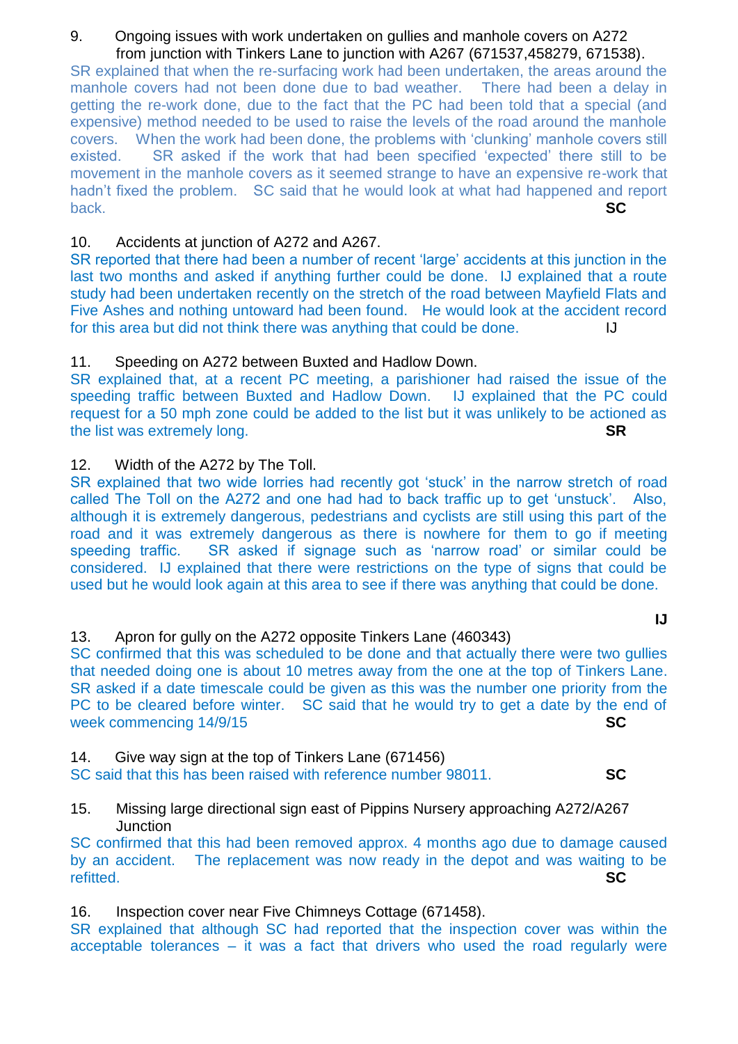9. Ongoing issues with work undertaken on gullies and manhole covers on A272 from junction with Tinkers Lane to junction with A267 (671537,458279, 671538).

SR explained that when the re-surfacing work had been undertaken, the areas around the manhole covers had not been done due to bad weather. There had been a delay in getting the re-work done, due to the fact that the PC had been told that a special (and expensive) method needed to be used to raise the levels of the road around the manhole covers. When the work had been done, the problems with 'clunking' manhole covers still existed. SR asked if the work that had been specified 'expected' there still to be movement in the manhole covers as it seemed strange to have an expensive re-work that hadn't fixed the problem. SC said that he would look at what had happened and report back. **SC**

10. Accidents at junction of A272 and A267.

SR reported that there had been a number of recent 'large' accidents at this junction in the last two months and asked if anything further could be done. IJ explained that a route study had been undertaken recently on the stretch of the road between Mayfield Flats and Five Ashes and nothing untoward had been found. He would look at the accident record for this area but did not think there was anything that could be done. IJ

11. Speeding on A272 between Buxted and Hadlow Down.

SR explained that, at a recent PC meeting, a parishioner had raised the issue of the speeding traffic between Buxted and Hadlow Down. IJ explained that the PC could request for a 50 mph zone could be added to the list but it was unlikely to be actioned as the list was extremely long. **SR**

12. Width of the A272 by The Toll.

SR explained that two wide lorries had recently got 'stuck' in the narrow stretch of road called The Toll on the A272 and one had had to back traffic up to get 'unstuck'. Also, although it is extremely dangerous, pedestrians and cyclists are still using this part of the road and it was extremely dangerous as there is nowhere for them to go if meeting speeding traffic. SR asked if signage such as 'narrow road' or similar could be considered. IJ explained that there were restrictions on the type of signs that could be used but he would look again at this area to see if there was anything that could be done.

**IJ**

13. Apron for gully on the A272 opposite Tinkers Lane (460343)

SC confirmed that this was scheduled to be done and that actually there were two gullies that needed doing one is about 10 metres away from the one at the top of Tinkers Lane. SR asked if a date timescale could be given as this was the number one priority from the PC to be cleared before winter. SC said that he would try to get a date by the end of week commencing 14/9/15 **SC**

14. Give way sign at the top of Tinkers Lane (671456)

SC said that this has been raised with reference number 98011. **SC**

15. Missing large directional sign east of Pippins Nursery approaching A272/A267 Junction

SC confirmed that this had been removed approx. 4 months ago due to damage caused by an accident. The replacement was now ready in the depot and was waiting to be refitted. **SC**

16. Inspection cover near Five Chimneys Cottage (671458).

SR explained that although SC had reported that the inspection cover was within the acceptable tolerances – it was a fact that drivers who used the road regularly were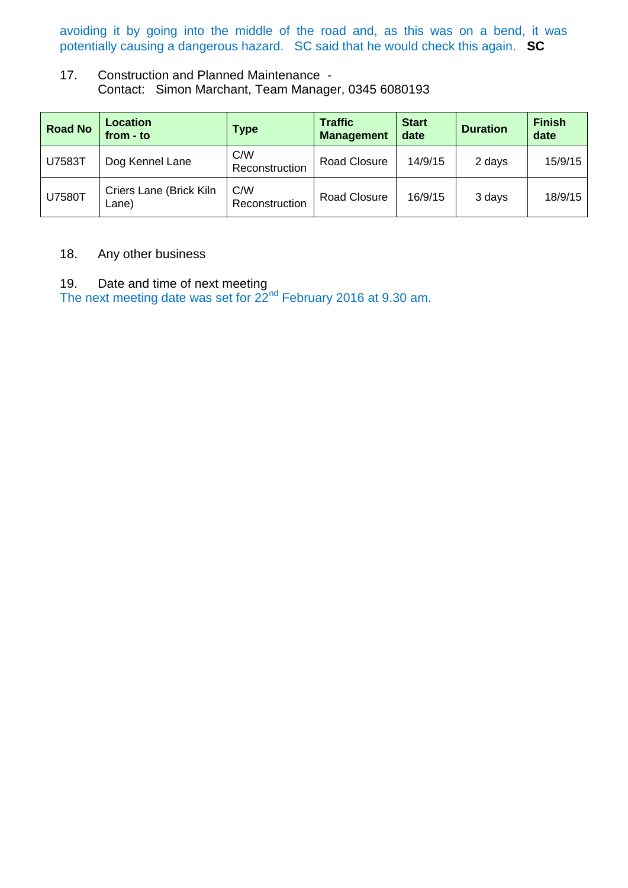avoiding it by going into the middle of the road and, as this was on a bend, it was potentially causing a dangerous hazard. SC said that he would check this again. **SC**

17. Construction and Planned Maintenance -
Contact: Simon Marchant, Team Manager, 0345 6080193

| Road No | Location from - to | Type | Traffic Management | Start date | Duration | Finish date |
|---|---|---|---|---|---|---|
| U7583T | Dog Kennel Lane | C/W Reconstruction | Road Closure | 14/9/15 | 2 days | 15/9/15 |
| U7580T | Criers Lane (Brick Kiln Lane) | C/W Reconstruction | Road Closure | 16/9/15 | 3 days | 18/9/15 |

18. Any other business

19. Date and time of next meeting
The next meeting date was set for 22nd February 2016 at 9.30 am.